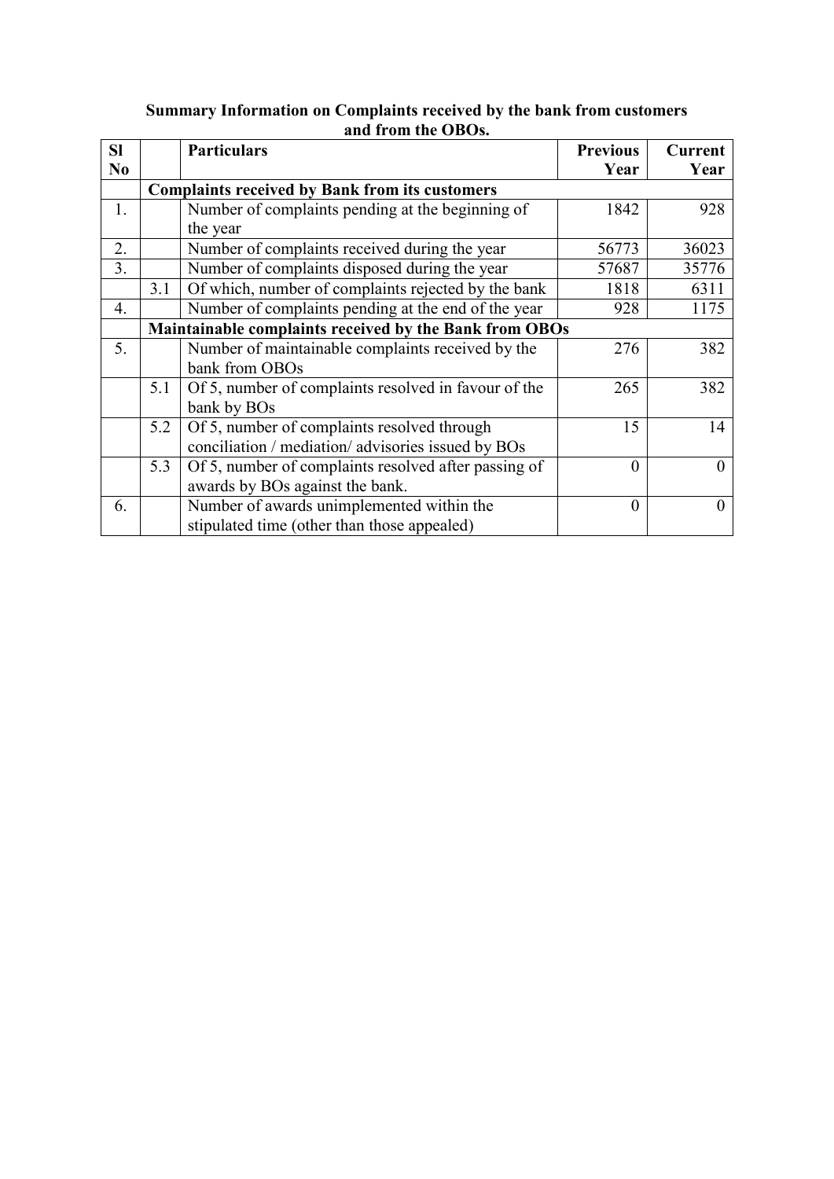**Summary Information on Complaints received by the bank from customers and from the OBOs.**

| Sl No | | Particulars | Previous Year | Current Year |
|---|---|---|---|---|
| | **Complaints received by Bank from its customers** | | | |
| 1. | | Number of complaints pending at the beginning of the year | 1842 | 928 |
| 2. | | Number of complaints received during the year | 56773 | 36023 |
| 3. | | Number of complaints disposed during the year | 57687 | 35776 |
| | 3.1 | Of which, number of complaints rejected by the bank | 1818 | 6311 |
| 4. | | Number of complaints pending at the end of the year | 928 | 1175 |
| | **Maintainable complaints received by the Bank from OBOs** | | | |
| 5. | | Number of maintainable complaints received by the bank from OBOs | 276 | 382 |
| | 5.1 | Of 5, number of complaints resolved in favour of the bank by BOs | 265 | 382 |
| | 5.2 | Of 5, number of complaints resolved through conciliation / mediation/ advisories issued by BOs | 15 | 14 |
| | 5.3 | Of 5, number of complaints resolved after passing of awards by BOs against the bank. | 0 | 0 |
| 6. | | Number of awards unimplemented within the stipulated time (other than those appealed) | 0 | 0 |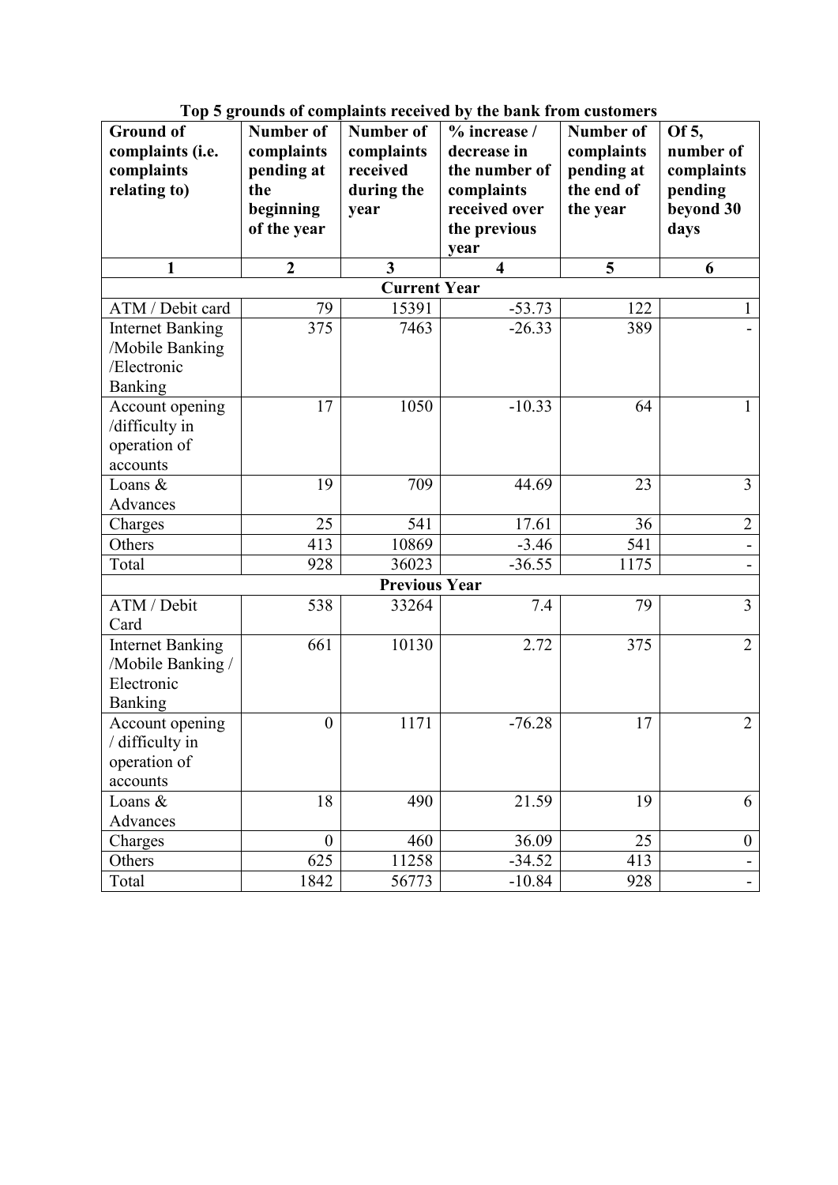**Top 5 grounds of complaints received by the bank from customers**

| Ground of complaints (i.e. complaints relating to) | Number of complaints pending at the beginning of the year | Number of complaints received during the year | % increase / decrease in the number of complaints received over the previous year | Number of complaints pending at the end of the year | Of 5, number of complaints pending beyond 30 days |
|---|---|---|---|---|---|
| 1 | 2 | 3 | 4 | 5 | 6 |
| **Current Year** | | | | | |
| ATM / Debit card | 79 | 15391 | -53.73 | 122 | 1 |
| Internet Banking /Mobile Banking /Electronic Banking | 375 | 7463 | -26.33 | 389 | - |
| Account opening /difficulty in operation of accounts | 17 | 1050 | -10.33 | 64 | 1 |
| Loans & Advances | 19 | 709 | 44.69 | 23 | 3 |
| Charges | 25 | 541 | 17.61 | 36 | 2 |
| Others | 413 | 10869 | -3.46 | 541 | - |
| Total | 928 | 36023 | -36.55 | 1175 | - |
| **Previous Year** | | | | | |
| ATM / Debit Card | 538 | 33264 | 7.4 | 79 | 3 |
| Internet Banking /Mobile Banking / Electronic Banking | 661 | 10130 | 2.72 | 375 | 2 |
| Account opening / difficulty in operation of accounts | 0 | 1171 | -76.28 | 17 | 2 |
| Loans & Advances | 18 | 490 | 21.59 | 19 | 6 |
| Charges | 0 | 460 | 36.09 | 25 | 0 |
| Others | 625 | 11258 | -34.52 | 413 | - |
| Total | 1842 | 56773 | -10.84 | 928 | - |